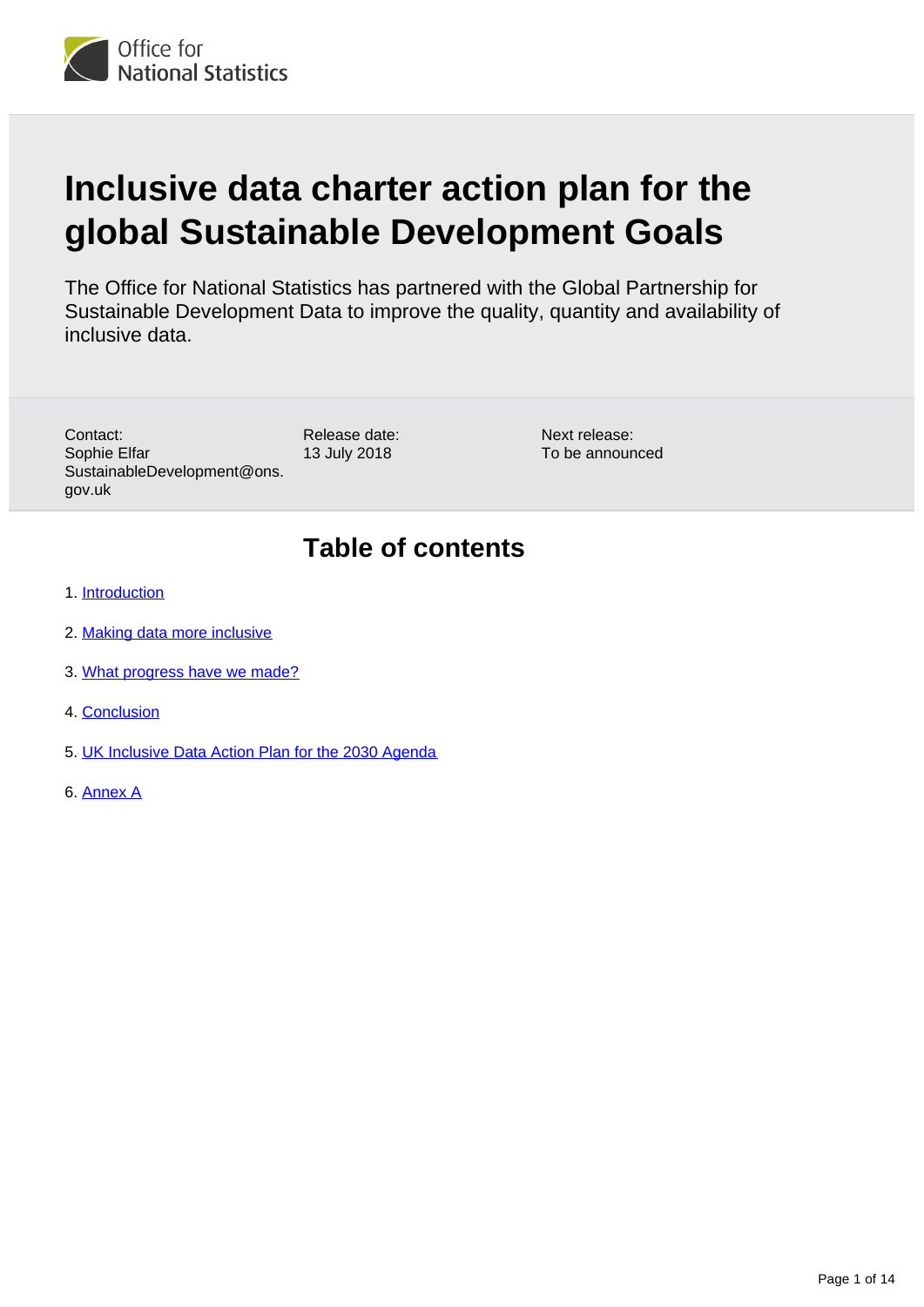Office for National Statistics

# Inclusive data charter action plan for the global Sustainable Development Goals

The Office for National Statistics has partnered with the Global Partnership for Sustainable Development Data to improve the quality, quantity and availability of inclusive data.

Contact:
Sophie Elfar
SustainableDevelopment@ons.gov.uk

Release date:
13 July 2018

Next release:
To be announced

## Table of contents

1. Introduction
2. Making data more inclusive
3. What progress have we made?
4. Conclusion
5. UK Inclusive Data Action Plan for the 2030 Agenda
6. Annex A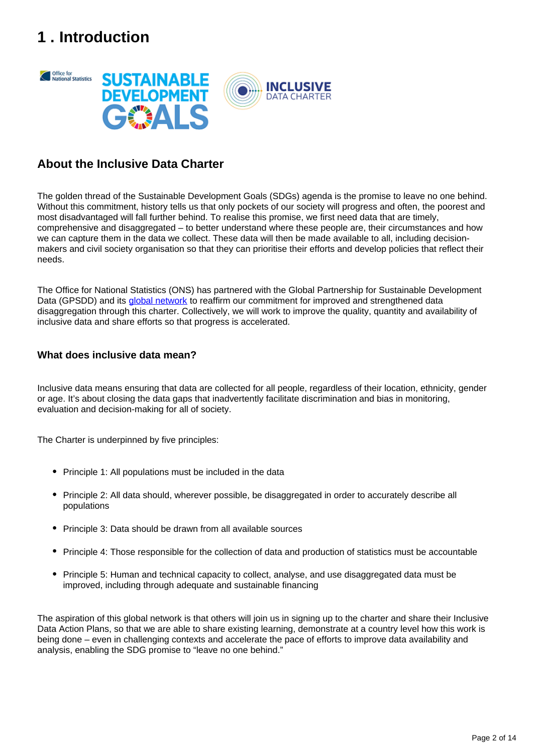# 1 . Introduction

## About the Inclusive Data Charter

The golden thread of the Sustainable Development Goals (SDGs) agenda is the promise to leave no one behind. Without this commitment, history tells us that only pockets of our society will progress and often, the poorest and most disadvantaged will fall further behind. To realise this promise, we first need data that are timely, comprehensive and disaggregated – to better understand where these people are, their circumstances and how we can capture them in the data we collect. These data will then be made available to all, including decision-makers and civil society organisation so that they can prioritise their efforts and develop policies that reflect their needs.

The Office for National Statistics (ONS) has partnered with the Global Partnership for Sustainable Development Data (GPSDD) and its global network to reaffirm our commitment for improved and strengthened data disaggregation through this charter. Collectively, we will work to improve the quality, quantity and availability of inclusive data and share efforts so that progress is accelerated.

### What does inclusive data mean?

Inclusive data means ensuring that data are collected for all people, regardless of their location, ethnicity, gender or age. It's about closing the data gaps that inadvertently facilitate discrimination and bias in monitoring, evaluation and decision-making for all of society.

The Charter is underpinned by five principles:

- Principle 1: All populations must be included in the data
- Principle 2: All data should, wherever possible, be disaggregated in order to accurately describe all populations
- Principle 3: Data should be drawn from all available sources
- Principle 4: Those responsible for the collection of data and production of statistics must be accountable
- Principle 5: Human and technical capacity to collect, analyse, and use disaggregated data must be improved, including through adequate and sustainable financing

The aspiration of this global network is that others will join us in signing up to the charter and share their Inclusive Data Action Plans, so that we are able to share existing learning, demonstrate at a country level how this work is being done – even in challenging contexts and accelerate the pace of efforts to improve data availability and analysis, enabling the SDG promise to "leave no one behind."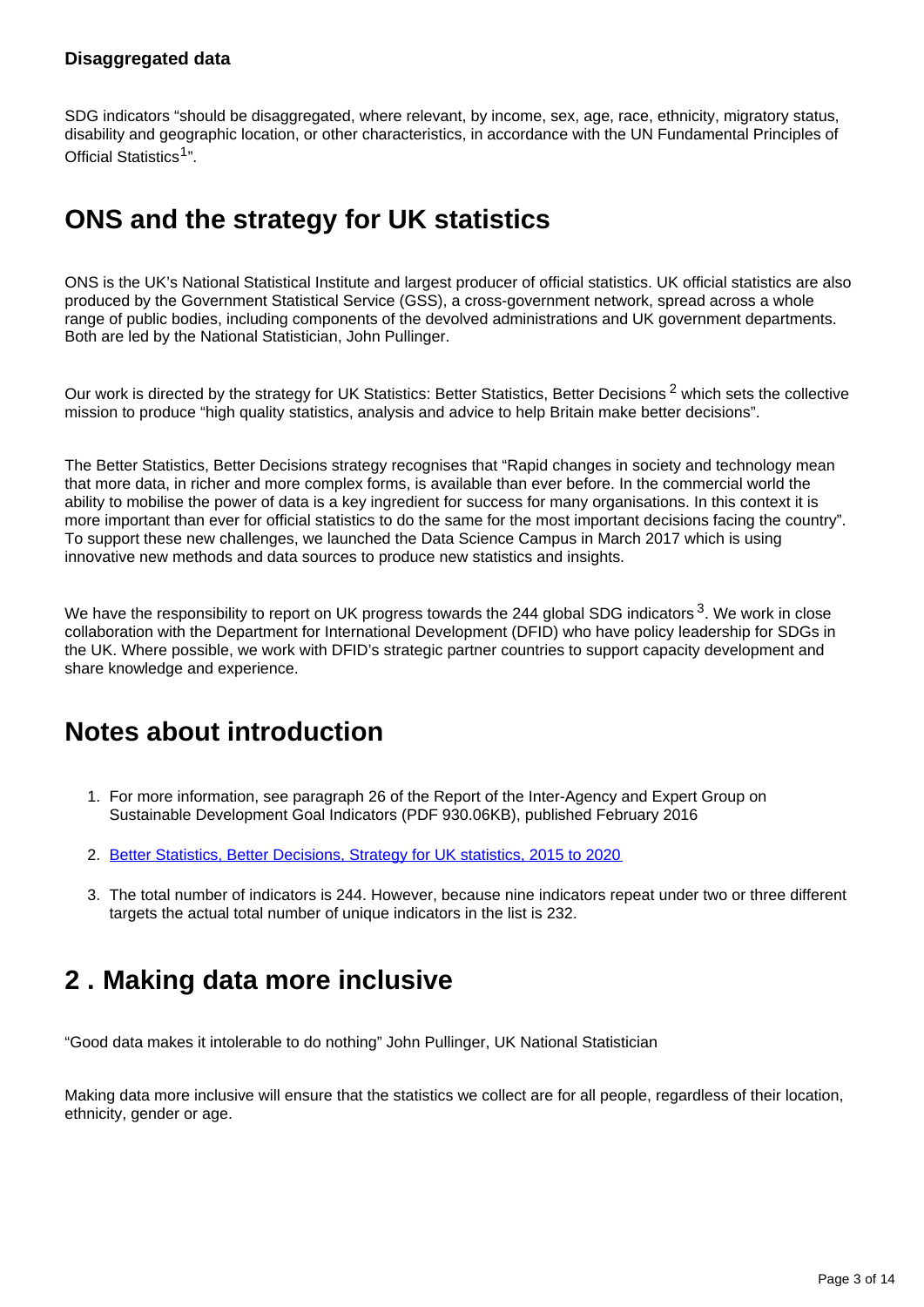### Disaggregated data

SDG indicators "should be disaggregated, where relevant, by income, sex, age, race, ethnicity, migratory status, disability and geographic location, or other characteristics, in accordance with the UN Fundamental Principles of Official Statistics[1]".

## ONS and the strategy for UK statistics

ONS is the UK's National Statistical Institute and largest producer of official statistics. UK official statistics are also produced by the Government Statistical Service (GSS), a cross-government network, spread across a whole range of public bodies, including components of the devolved administrations and UK government departments. Both are led by the National Statistician, John Pullinger.

Our work is directed by the strategy for UK Statistics: Better Statistics, Better Decisions [2] which sets the collective mission to produce "high quality statistics, analysis and advice to help Britain make better decisions".

The Better Statistics, Better Decisions strategy recognises that "Rapid changes in society and technology mean that more data, in richer and more complex forms, is available than ever before. In the commercial world the ability to mobilise the power of data is a key ingredient for success for many organisations. In this context it is more important than ever for official statistics to do the same for the most important decisions facing the country". To support these new challenges, we launched the Data Science Campus in March 2017 which is using innovative new methods and data sources to produce new statistics and insights.

We have the responsibility to report on UK progress towards the 244 global SDG indicators [3]. We work in close collaboration with the Department for International Development (DFID) who have policy leadership for SDGs in the UK. Where possible, we work with DFID's strategic partner countries to support capacity development and share knowledge and experience.

## Notes about introduction

1. For more information, see paragraph 26 of the Report of the Inter-Agency and Expert Group on Sustainable Development Goal Indicators (PDF 930.06KB), published February 2016
2. Better Statistics, Better Decisions, Strategy for UK statistics, 2015 to 2020
3. The total number of indicators is 244. However, because nine indicators repeat under two or three different targets the actual total number of unique indicators in the list is 232.

## 2 . Making data more inclusive

"Good data makes it intolerable to do nothing" John Pullinger, UK National Statistician

Making data more inclusive will ensure that the statistics we collect are for all people, regardless of their location, ethnicity, gender or age.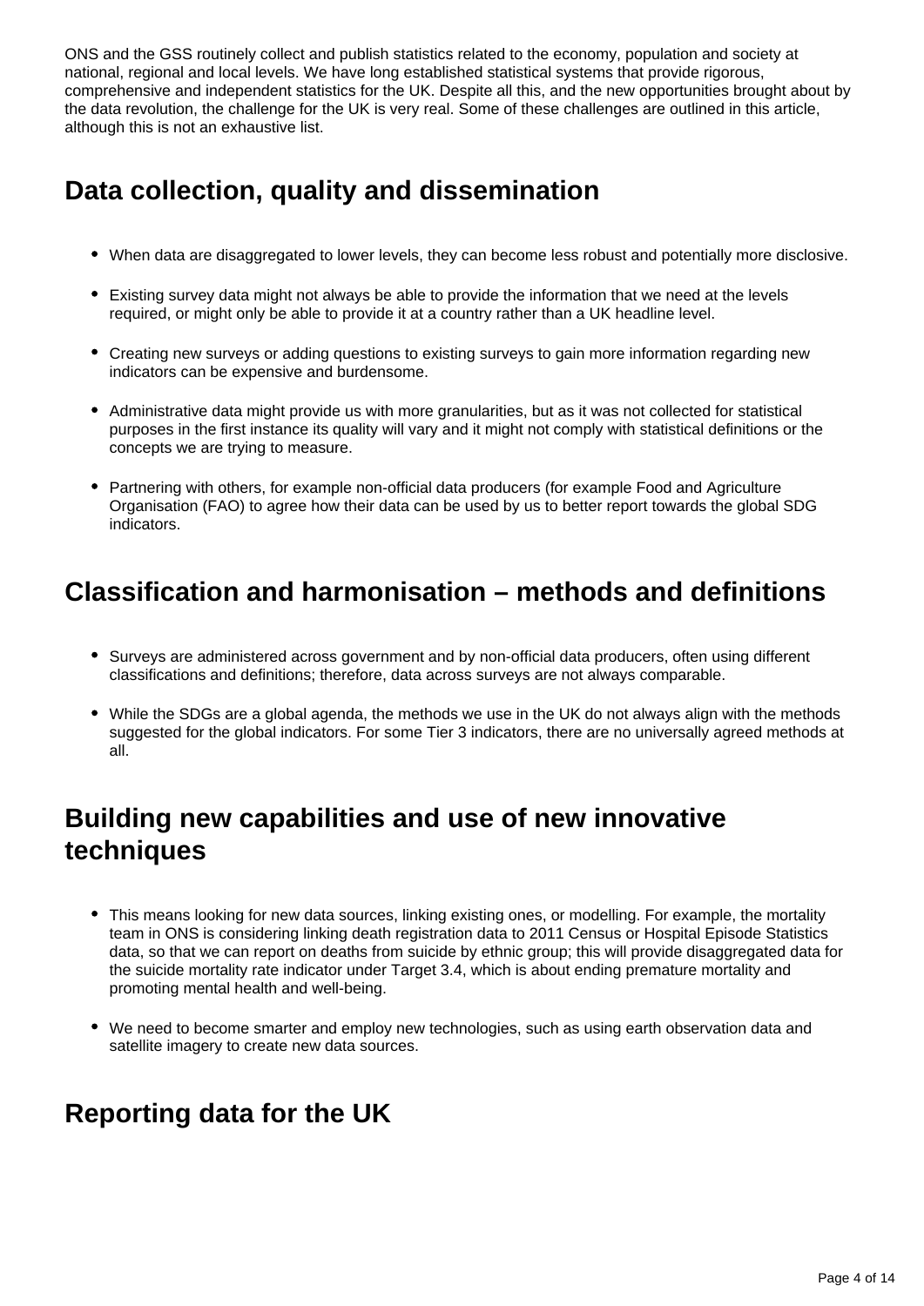ONS and the GSS routinely collect and publish statistics related to the economy, population and society at national, regional and local levels. We have long established statistical systems that provide rigorous, comprehensive and independent statistics for the UK. Despite all this, and the new opportunities brought about by the data revolution, the challenge for the UK is very real. Some of these challenges are outlined in this article, although this is not an exhaustive list.

## Data collection, quality and dissemination

- When data are disaggregated to lower levels, they can become less robust and potentially more disclosive.
- Existing survey data might not always be able to provide the information that we need at the levels required, or might only be able to provide it at a country rather than a UK headline level.
- Creating new surveys or adding questions to existing surveys to gain more information regarding new indicators can be expensive and burdensome.
- Administrative data might provide us with more granularities, but as it was not collected for statistical purposes in the first instance its quality will vary and it might not comply with statistical definitions or the concepts we are trying to measure.
- Partnering with others, for example non-official data producers (for example Food and Agriculture Organisation (FAO) to agree how their data can be used by us to better report towards the global SDG indicators.

## Classification and harmonisation – methods and definitions

- Surveys are administered across government and by non-official data producers, often using different classifications and definitions; therefore, data across surveys are not always comparable.
- While the SDGs are a global agenda, the methods we use in the UK do not always align with the methods suggested for the global indicators. For some Tier 3 indicators, there are no universally agreed methods at all.

## Building new capabilities and use of new innovative techniques

- This means looking for new data sources, linking existing ones, or modelling. For example, the mortality team in ONS is considering linking death registration data to 2011 Census or Hospital Episode Statistics data, so that we can report on deaths from suicide by ethnic group; this will provide disaggregated data for the suicide mortality rate indicator under Target 3.4, which is about ending premature mortality and promoting mental health and well-being.
- We need to become smarter and employ new technologies, such as using earth observation data and satellite imagery to create new data sources.

## Reporting data for the UK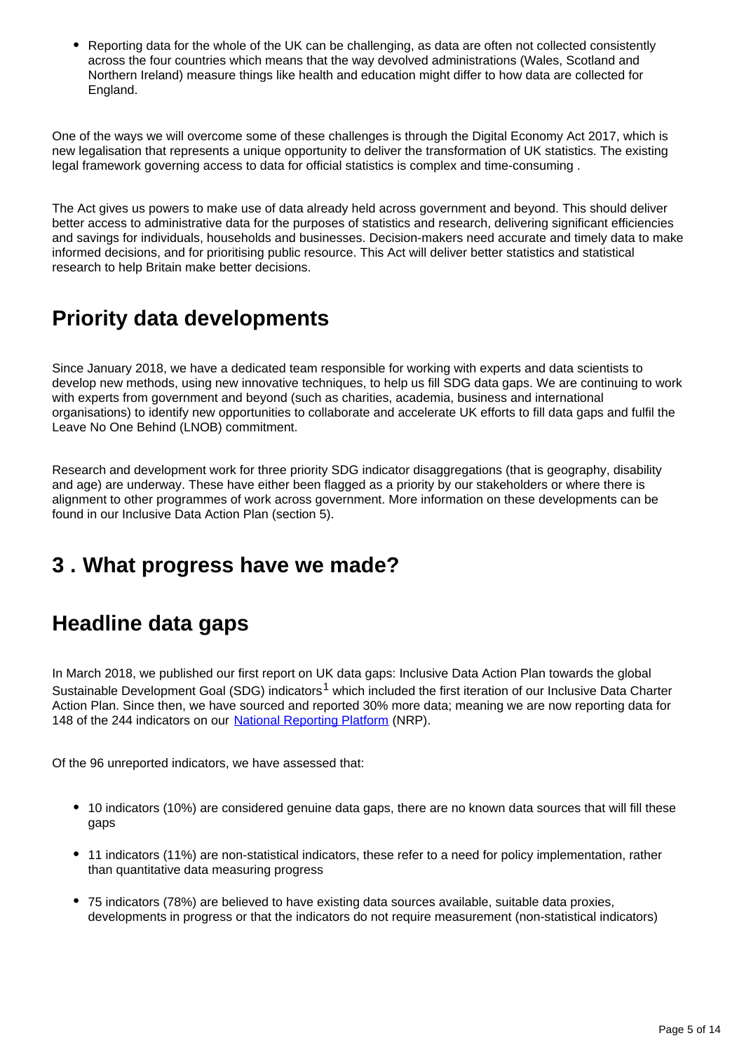- Reporting data for the whole of the UK can be challenging, as data are often not collected consistently across the four countries which means that the way devolved administrations (Wales, Scotland and Northern Ireland) measure things like health and education might differ to how data are collected for England.

One of the ways we will overcome some of these challenges is through the Digital Economy Act 2017, which is new legalisation that represents a unique opportunity to deliver the transformation of UK statistics. The existing legal framework governing access to data for official statistics is complex and time-consuming .

The Act gives us powers to make use of data already held across government and beyond. This should deliver better access to administrative data for the purposes of statistics and research, delivering significant efficiencies and savings for individuals, households and businesses. Decision-makers need accurate and timely data to make informed decisions, and for prioritising public resource. This Act will deliver better statistics and statistical research to help Britain make better decisions.

## Priority data developments

Since January 2018, we have a dedicated team responsible for working with experts and data scientists to develop new methods, using new innovative techniques, to help us fill SDG data gaps. We are continuing to work with experts from government and beyond (such as charities, academia, business and international organisations) to identify new opportunities to collaborate and accelerate UK efforts to fill data gaps and fulfil the Leave No One Behind (LNOB) commitment.

Research and development work for three priority SDG indicator disaggregations (that is geography, disability and age) are underway. These have either been flagged as a priority by our stakeholders or where there is alignment to other programmes of work across government. More information on these developments can be found in our Inclusive Data Action Plan (section 5).

# 3 . What progress have we made?

## Headline data gaps

In March 2018, we published our first report on UK data gaps: Inclusive Data Action Plan towards the global Sustainable Development Goal (SDG) indicators[1] which included the first iteration of our Inclusive Data Charter Action Plan. Since then, we have sourced and reported 30% more data; meaning we are now reporting data for 148 of the 244 indicators on our [National Reporting Platform](#) (NRP).

Of the 96 unreported indicators, we have assessed that:

- 10 indicators (10%) are considered genuine data gaps, there are no known data sources that will fill these gaps
- 11 indicators (11%) are non-statistical indicators, these refer to a need for policy implementation, rather than quantitative data measuring progress
- 75 indicators (78%) are believed to have existing data sources available, suitable data proxies, developments in progress or that the indicators do not require measurement (non-statistical indicators)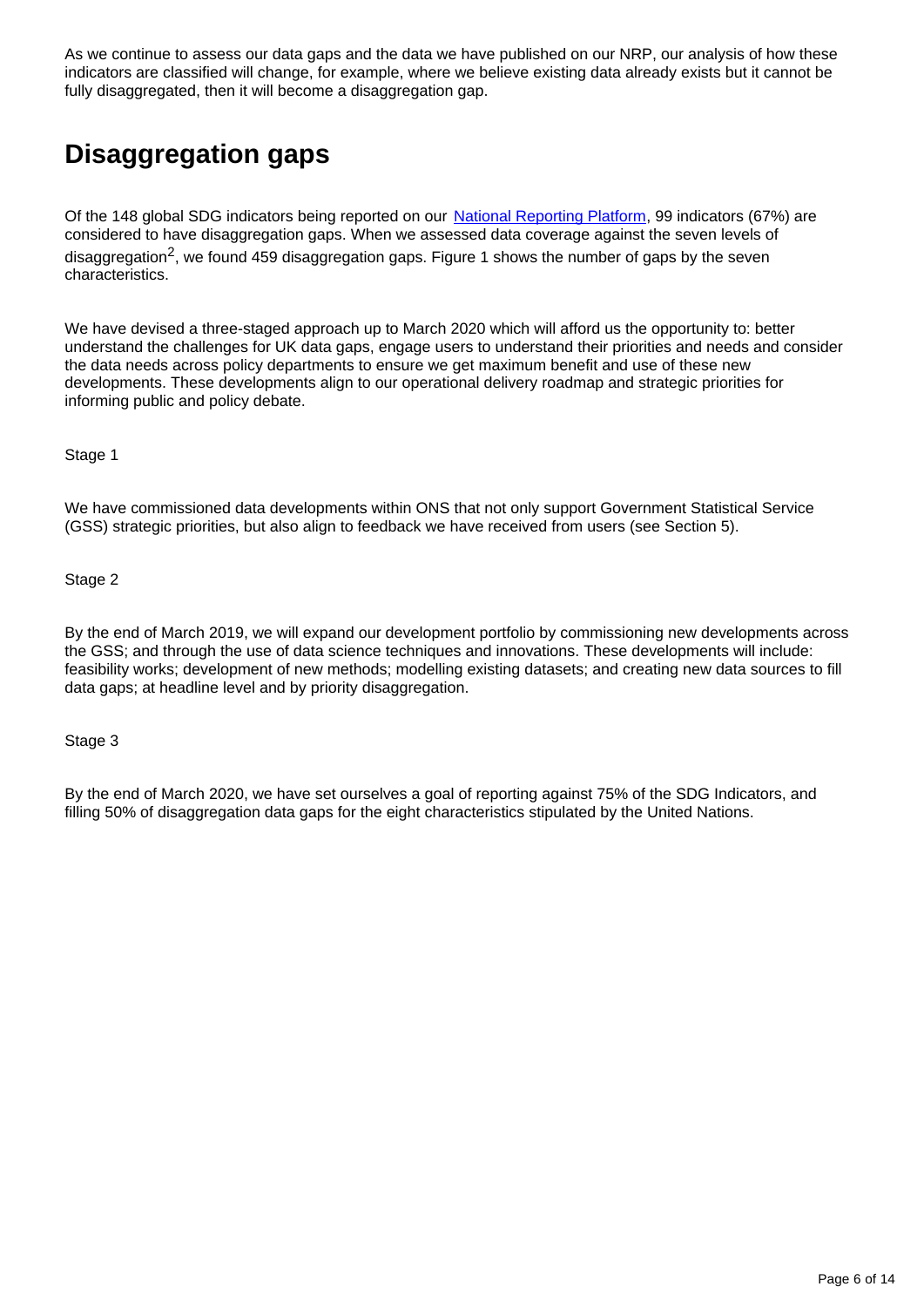As we continue to assess our data gaps and the data we have published on our NRP, our analysis of how these indicators are classified will change, for example, where we believe existing data already exists but it cannot be fully disaggregated, then it will become a disaggregation gap.

## Disaggregation gaps

Of the 148 global SDG indicators being reported on our National Reporting Platform, 99 indicators (67%) are considered to have disaggregation gaps. When we assessed data coverage against the seven levels of disaggregation[2], we found 459 disaggregation gaps. Figure 1 shows the number of gaps by the seven characteristics.

We have devised a three-staged approach up to March 2020 which will afford us the opportunity to: better understand the challenges for UK data gaps, engage users to understand their priorities and needs and consider the data needs across policy departments to ensure we get maximum benefit and use of these new developments. These developments align to our operational delivery roadmap and strategic priorities for informing public and policy debate.

Stage 1

We have commissioned data developments within ONS that not only support Government Statistical Service (GSS) strategic priorities, but also align to feedback we have received from users (see Section 5).

Stage 2

By the end of March 2019, we will expand our development portfolio by commissioning new developments across the GSS; and through the use of data science techniques and innovations. These developments will include: feasibility works; development of new methods; modelling existing datasets; and creating new data sources to fill data gaps; at headline level and by priority disaggregation.

Stage 3

By the end of March 2020, we have set ourselves a goal of reporting against 75% of the SDG Indicators, and filling 50% of disaggregation data gaps for the eight characteristics stipulated by the United Nations.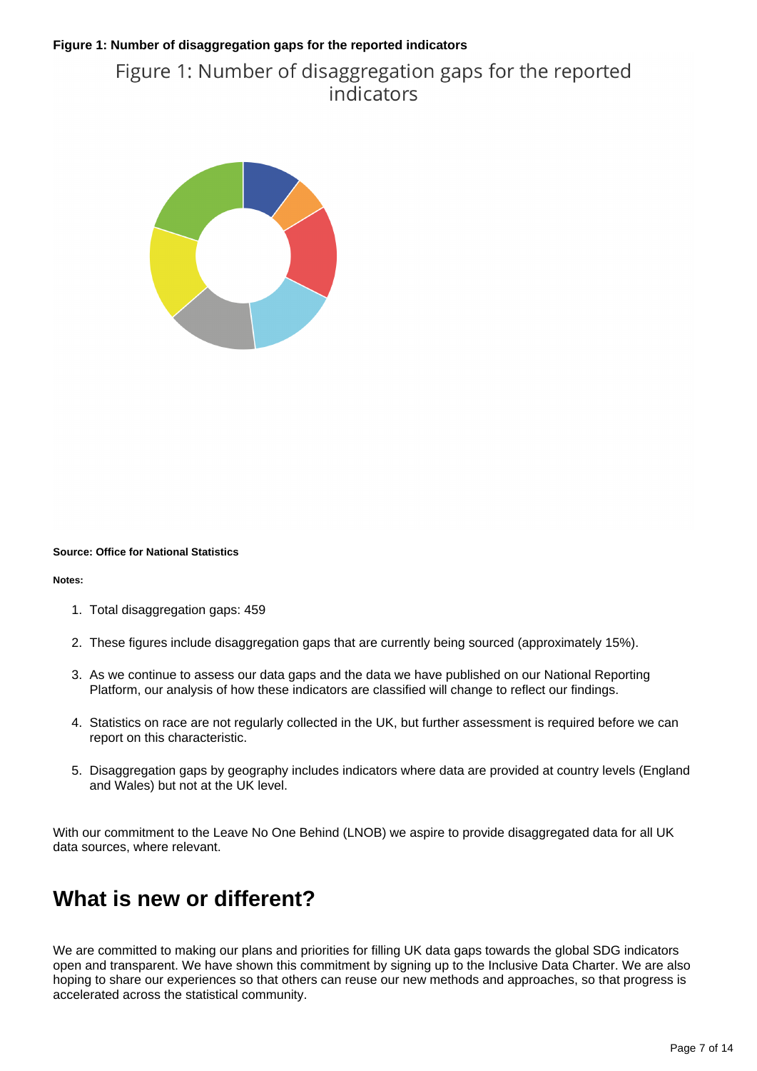**Figure 1: Number of disaggregation gaps for the reported indicators**

Figure 1: Number of disaggregation gaps for the reported indicators

**Source: Office for National Statistics**

**Notes:**

1. Total disaggregation gaps: 459
2. These figures include disaggregation gaps that are currently being sourced (approximately 15%).
3. As we continue to assess our data gaps and the data we have published on our National Reporting Platform, our analysis of how these indicators are classified will change to reflect our findings.
4. Statistics on race are not regularly collected in the UK, but further assessment is required before we can report on this characteristic.
5. Disaggregation gaps by geography includes indicators where data are provided at country levels (England and Wales) but not at the UK level.

With our commitment to the Leave No One Behind (LNOB) we aspire to provide disaggregated data for all UK data sources, where relevant.

## What is new or different?

We are committed to making our plans and priorities for filling UK data gaps towards the global SDG indicators open and transparent. We have shown this commitment by signing up to the Inclusive Data Charter. We are also hoping to share our experiences so that others can reuse our new methods and approaches, so that progress is accelerated across the statistical community.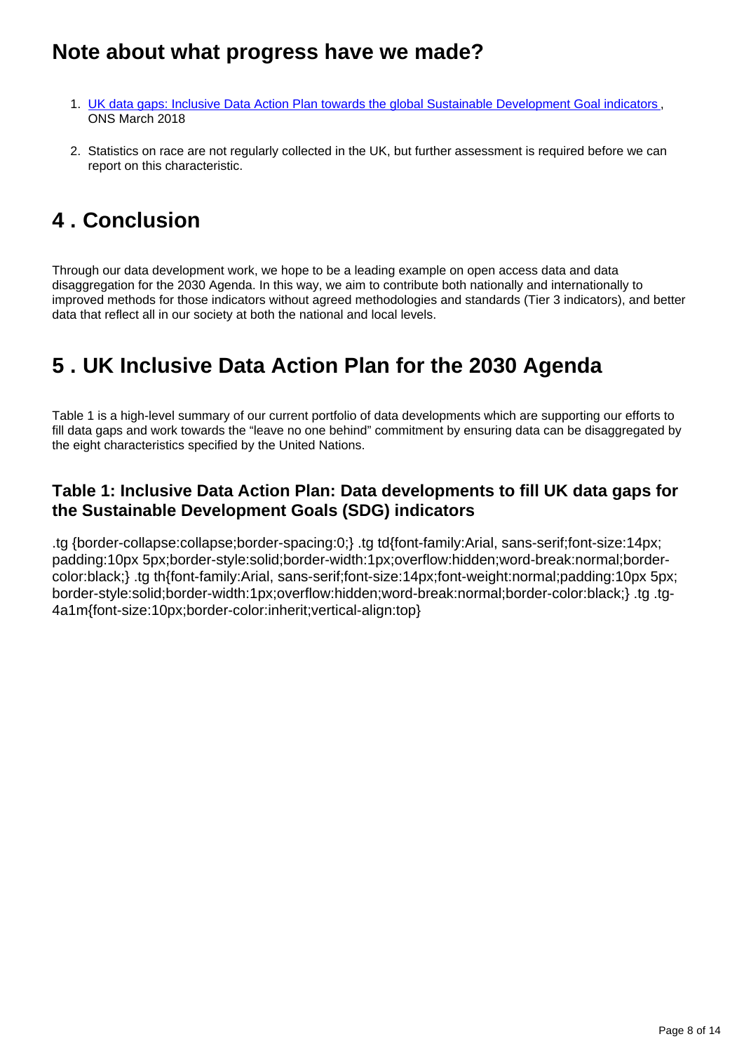## Note about what progress have we made?

1. UK data gaps: Inclusive Data Action Plan towards the global Sustainable Development Goal indicators , ONS March 2018

2. Statistics on race are not regularly collected in the UK, but further assessment is required before we can report on this characteristic.

# 4 . Conclusion

Through our data development work, we hope to be a leading example on open access data and data disaggregation for the 2030 Agenda. In this way, we aim to contribute both nationally and internationally to improved methods for those indicators without agreed methodologies and standards (Tier 3 indicators), and better data that reflect all in our society at both the national and local levels.

# 5 . UK Inclusive Data Action Plan for the 2030 Agenda

Table 1 is a high-level summary of our current portfolio of data developments which are supporting our efforts to fill data gaps and work towards the “leave no one behind” commitment by ensuring data can be disaggregated by the eight characteristics specified by the United Nations.

### Table 1: Inclusive Data Action Plan: Data developments to fill UK data gaps for the Sustainable Development Goals (SDG) indicators

.tg {border-collapse:collapse;border-spacing:0;} .tg td{font-family:Arial, sans-serif;font-size:14px; padding:10px 5px;border-style:solid;border-width:1px;overflow:hidden;word-break:normal;border-color:black;} .tg th{font-family:Arial, sans-serif;font-size:14px;font-weight:normal;padding:10px 5px; border-style:solid;border-width:1px;overflow:hidden;word-break:normal;border-color:black;} .tg .tg-4a1m{font-size:10px;border-color:inherit;vertical-align:top}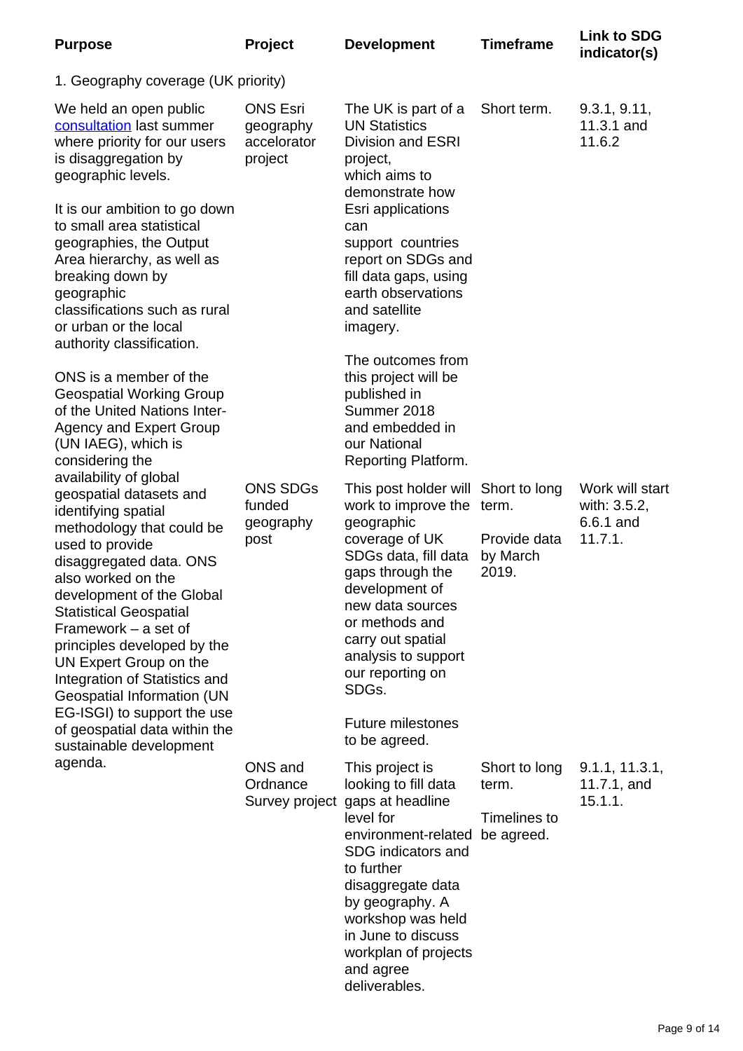| Purpose | Project | Development | Timeframe | Link to SDG indicator(s) |
|---|---|---|---|---|
| 1. Geography coverage (UK priority) | | | | |
| We held an open public consultation last summer where priority for our users is disaggregation by geographic levels.<br><br>It is our ambition to go down to small area statistical geographies, the Output Area hierarchy, as well as breaking down by geographic classifications such as rural or urban or the local authority classification.<br><br>ONS is a member of the Geospatial Working Group of the United Nations Inter-Agency and Expert Group (UN IAEG), which is considering the availability of global geospatial datasets and identifying spatial methodology that could be used to provide disaggregated data. ONS also worked on the development of the Global Statistical Geospatial Framework – a set of principles developed by the UN Expert Group on the Integration of Statistics and Geospatial Information (UN EG-ISGI) to support the use of geospatial data within the sustainable development agenda. | ONS Esri geography accelorator project | The UK is part of a UN Statistics Division and ESRI project, which aims to demonstrate how Esri applications can support countries report on SDGs and fill data gaps, using earth observations and satellite imagery.<br><br>The outcomes from this project will be published in Summer 2018 and embedded in our National Reporting Platform. | Short term. | 9.3.1, 9.11, 11.3.1 and 11.6.2 |
| | ONS SDGs funded geography post | This post holder will work to improve the geographic coverage of UK SDGs data, fill data gaps through the development of new data sources or methods and carry out spatial analysis to support our reporting on SDGs.<br><br>Future milestones to be agreed. | Short to long term.<br><br>Provide data by March 2019. | Work will start with: 3.5.2, 6.6.1 and 11.7.1. |
| | ONS and Ordnance Survey project | This project is looking to fill data gaps at headline level for environment-related SDG indicators and to further disaggregate data by geography. A workshop was held in June to discuss workplan of projects and agree deliverables. | Short to long term.<br><br>Timelines to be agreed. | 9.1.1, 11.3.1, 11.7.1, and 15.1.1. |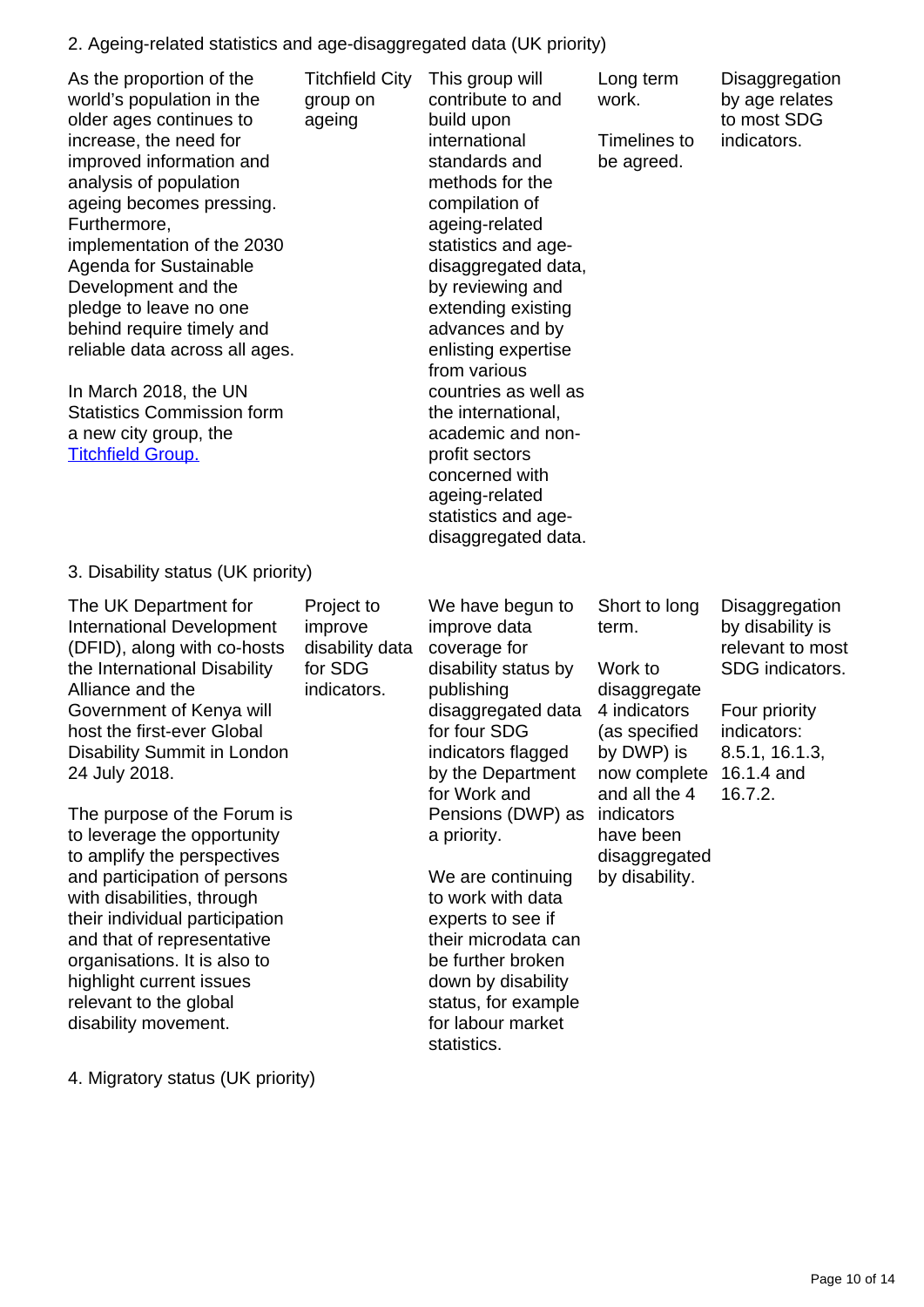2. Ageing-related statistics and age-disaggregated data (UK priority)

| | | | | |
|---|---|---|---|---|
| As the proportion of the world's population in the older ages continues to increase, the need for improved information and analysis of population ageing becomes pressing. Furthermore, implementation of the 2030 Agenda for Sustainable Development and the pledge to leave no one behind require timely and reliable data across all ages.<br><br>In March 2018, the UN Statistics Commission form a new city group, the [Titchfield Group.]() | Titchfield City group on ageing | This group will contribute to and build upon international standards and methods for the compilation of ageing-related statistics and age-disaggregated data, by reviewing and extending existing advances and by enlisting expertise from various countries as well as the international, academic and non-profit sectors concerned with ageing-related statistics and age-disaggregated data. | Long term work.<br><br>Timelines to be agreed. | Disaggregation by age relates to most SDG indicators. |

3. Disability status (UK priority)

| | | | | |
|---|---|---|---|---|
| The UK Department for International Development (DFID), along with co-hosts the International Disability Alliance and the Government of Kenya will host the first-ever Global Disability Summit in London 24 July 2018.<br><br>The purpose of the Forum is to leverage the opportunity to amplify the perspectives and participation of persons with disabilities, through their individual participation and that of representative organisations. It is also to highlight current issues relevant to the global disability movement. | Project to improve disability data for SDG indicators. | We have begun to improve data coverage for disability status by publishing disaggregated data for four SDG indicators flagged by the Department for Work and Pensions (DWP) as a priority.<br><br>We are continuing to work with data experts to see if their microdata can be further broken down by disability status, for example for labour market statistics. | Short to long term.<br><br>Work to disaggregate 4 indicators (as specified by DWP) is now complete and all the 4 indicators have been disaggregated by disability. | Disaggregation by disability is relevant to most SDG indicators.<br><br>Four priority indicators: 8.5.1, 16.1.3, 16.1.4 and 16.7.2. |

4. Migratory status (UK priority)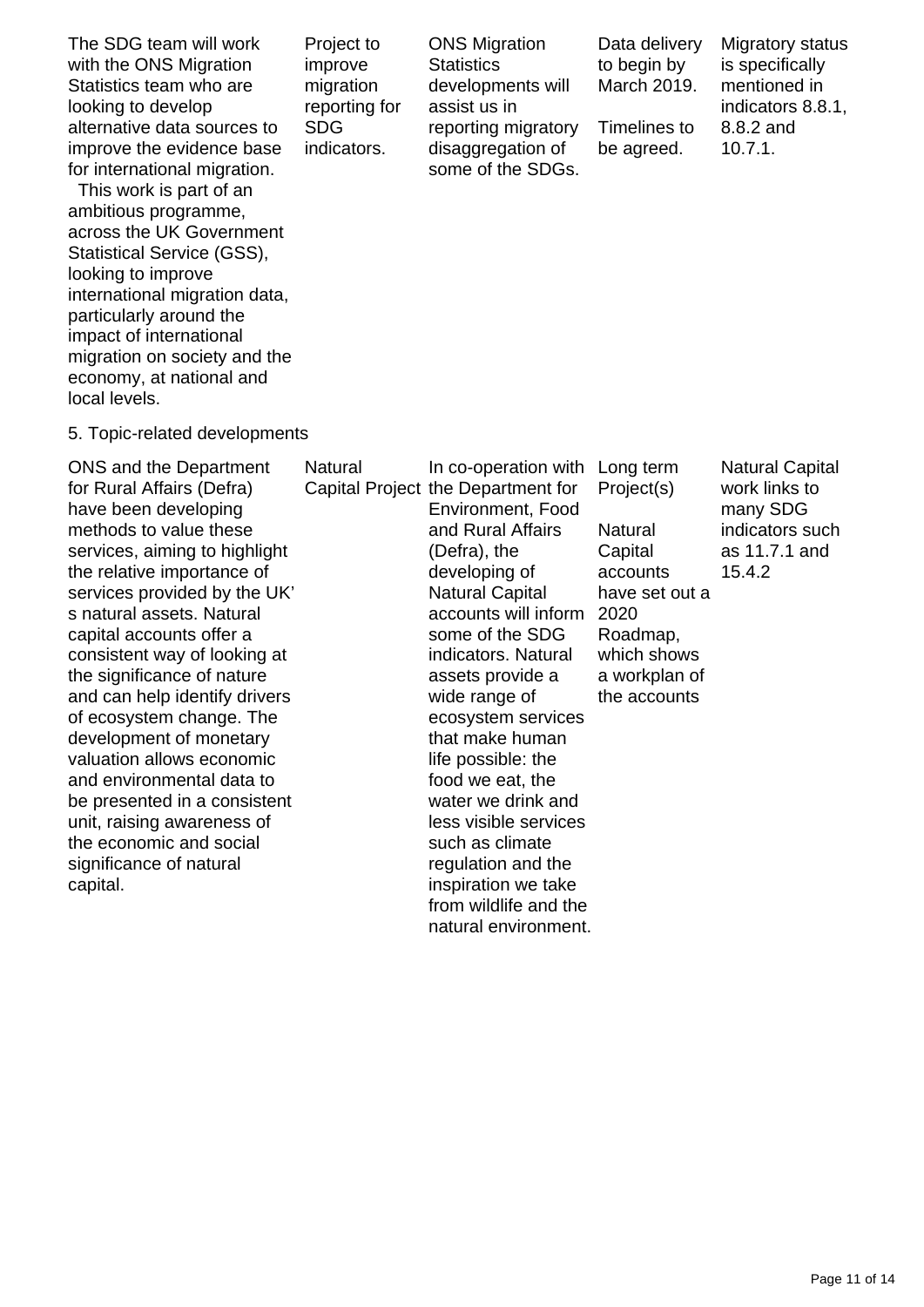| | | | | |
|---|---|---|---|---|
| The SDG team will work with the ONS Migration Statistics team who are looking to develop alternative data sources to improve the evidence base for international migration. This work is part of an ambitious programme, across the UK Government Statistical Service (GSS), looking to improve international migration data, particularly around the impact of international migration on society and the economy, at national and local levels. | Project to improve migration reporting for SDG indicators. | ONS Migration Statistics developments will assist us in reporting migratory disaggregation of some of the SDGs. | Data delivery to begin by March 2019. Timelines to be agreed. | Migratory status is specifically mentioned in indicators 8.8.1, 8.8.2 and 10.7.1. |

5. Topic-related developments

| | | | | |
|---|---|---|---|---|
| ONS and the Department for Rural Affairs (Defra) have been developing methods to value these services, aiming to highlight the relative importance of services provided by the UK's natural assets. Natural capital accounts offer a consistent way of looking at the significance of nature and can help identify drivers of ecosystem change. The development of monetary valuation allows economic and environmental data to be presented in a consistent unit, raising awareness of the economic and social significance of natural capital. | Natural Capital Project | In co-operation with the Department for Environment, Food and Rural Affairs (Defra), the developing of Natural Capital accounts will inform some of the SDG indicators. Natural assets provide a wide range of ecosystem services that make human life possible: the food we eat, the water we drink and less visible services such as climate regulation and the inspiration we take from wildlife and the natural environment. | Long term Project(s) Natural Capital accounts have set out a 2020 Roadmap, which shows a workplan of the accounts | Natural Capital work links to many SDG indicators such as 11.7.1 and 15.4.2 |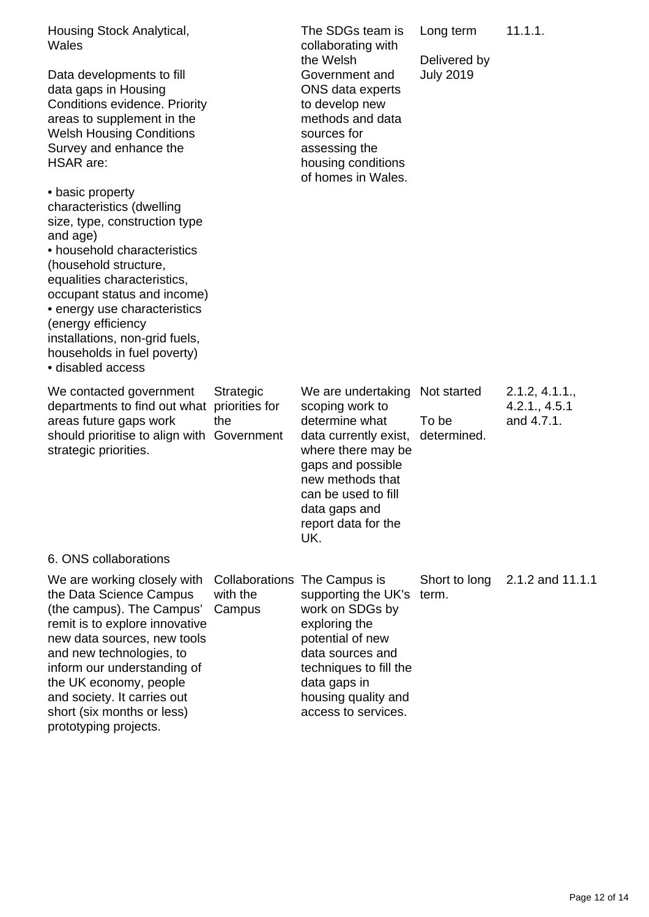| | | | | |
|---|---|---|---|---|
| Housing Stock Analytical, Wales<br><br>Data developments to fill data gaps in Housing Conditions evidence. Priority areas to supplement in the Welsh Housing Conditions Survey and enhance the HSAR are:<br><br>• basic property characteristics (dwelling size, type, construction type and age)<br>• household characteristics (household structure, equalities characteristics, occupant status and income)<br>• energy use characteristics (energy efficiency installations, non-grid fuels, households in fuel poverty)<br>• disabled access | | The SDGs team is collaborating with the Welsh Government and ONS data experts to develop new methods and data sources for assessing the housing conditions of homes in Wales. | Long term<br><br>Delivered by July 2019 | 11.1.1. |
| We contacted government departments to find out what areas future gaps work should prioritise to align with strategic priorities. | Strategic priorities for the Government | We are undertaking scoping work to determine what data currently exist, where there may be gaps and possible new methods that can be used to fill data gaps and report data for the UK. | Not started<br><br>To be determined. | 2.1.2, 4.1.1., 4.2.1., 4.5.1 and 4.7.1. |
| 6. ONS collaborations | | | | |
| We are working closely with the Data Science Campus (the campus). The Campus' remit is to explore innovative new data sources, new tools and new technologies, to inform our understanding of the UK economy, people and society. It carries out short (six months or less) prototyping projects. | Collaborations with the Campus | The Campus is supporting the UK's work on SDGs by exploring the potential of new data sources and techniques to fill the data gaps in housing quality and access to services. | Short to long term. | 2.1.2 and 11.1.1 |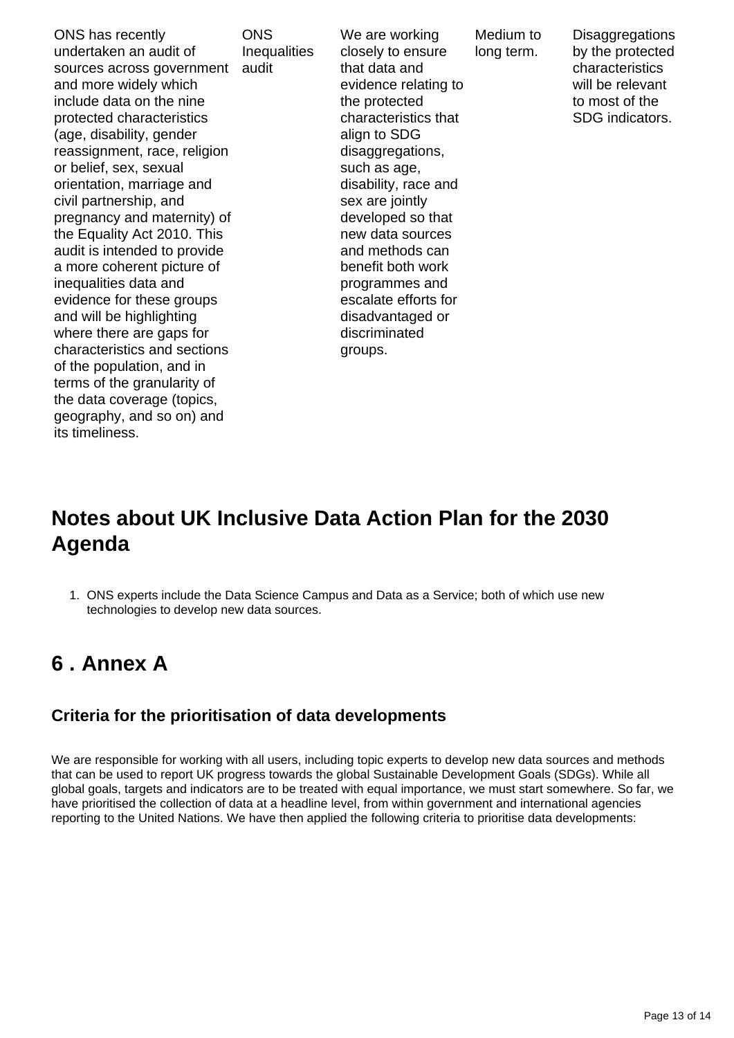| | | | | |
|---|---|---|---|---|
| ONS has recently undertaken an audit of sources across government and more widely which include data on the nine protected characteristics (age, disability, gender reassignment, race, religion or belief, sex, sexual orientation, marriage and civil partnership, and pregnancy and maternity) of the Equality Act 2010. This audit is intended to provide a more coherent picture of inequalities data and evidence for these groups and will be highlighting where there are gaps for characteristics and sections of the population, and in terms of the granularity of the data coverage (topics, geography, and so on) and its timeliness. | ONS Inequalities audit | We are working closely to ensure that data and evidence relating to the protected characteristics that align to SDG disaggregations, such as age, disability, race and sex are jointly developed so that new data sources and methods can benefit both work programmes and escalate efforts for disadvantaged or discriminated groups. | Medium to long term. | Disaggregations by the protected characteristics will be relevant to most of the SDG indicators. |

## Notes about UK Inclusive Data Action Plan for the 2030 Agenda

1. ONS experts include the Data Science Campus and Data as a Service; both of which use new technologies to develop new data sources.

## 6 . Annex A

### Criteria for the prioritisation of data developments

We are responsible for working with all users, including topic experts to develop new data sources and methods that can be used to report UK progress towards the global Sustainable Development Goals (SDGs). While all global goals, targets and indicators are to be treated with equal importance, we must start somewhere. So far, we have prioritised the collection of data at a headline level, from within government and international agencies reporting to the United Nations. We have then applied the following criteria to prioritise data developments: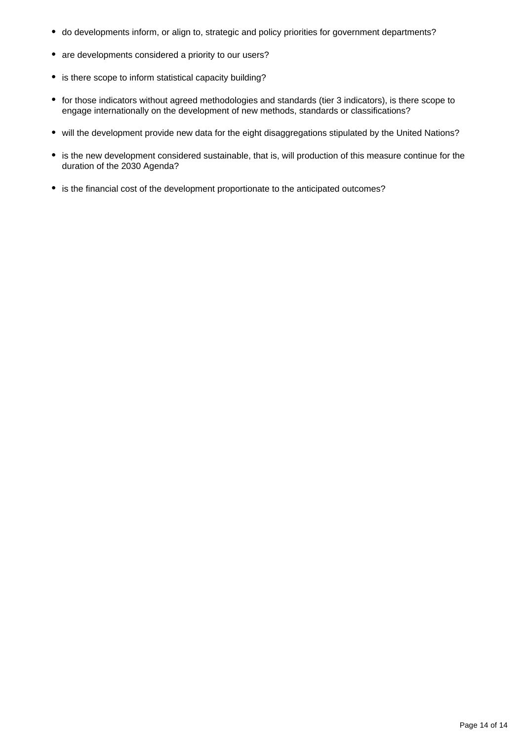- do developments inform, or align to, strategic and policy priorities for government departments?
- are developments considered a priority to our users?
- is there scope to inform statistical capacity building?
- for those indicators without agreed methodologies and standards (tier 3 indicators), is there scope to engage internationally on the development of new methods, standards or classifications?
- will the development provide new data for the eight disaggregations stipulated by the United Nations?
- is the new development considered sustainable, that is, will production of this measure continue for the duration of the 2030 Agenda?
- is the financial cost of the development proportionate to the anticipated outcomes?